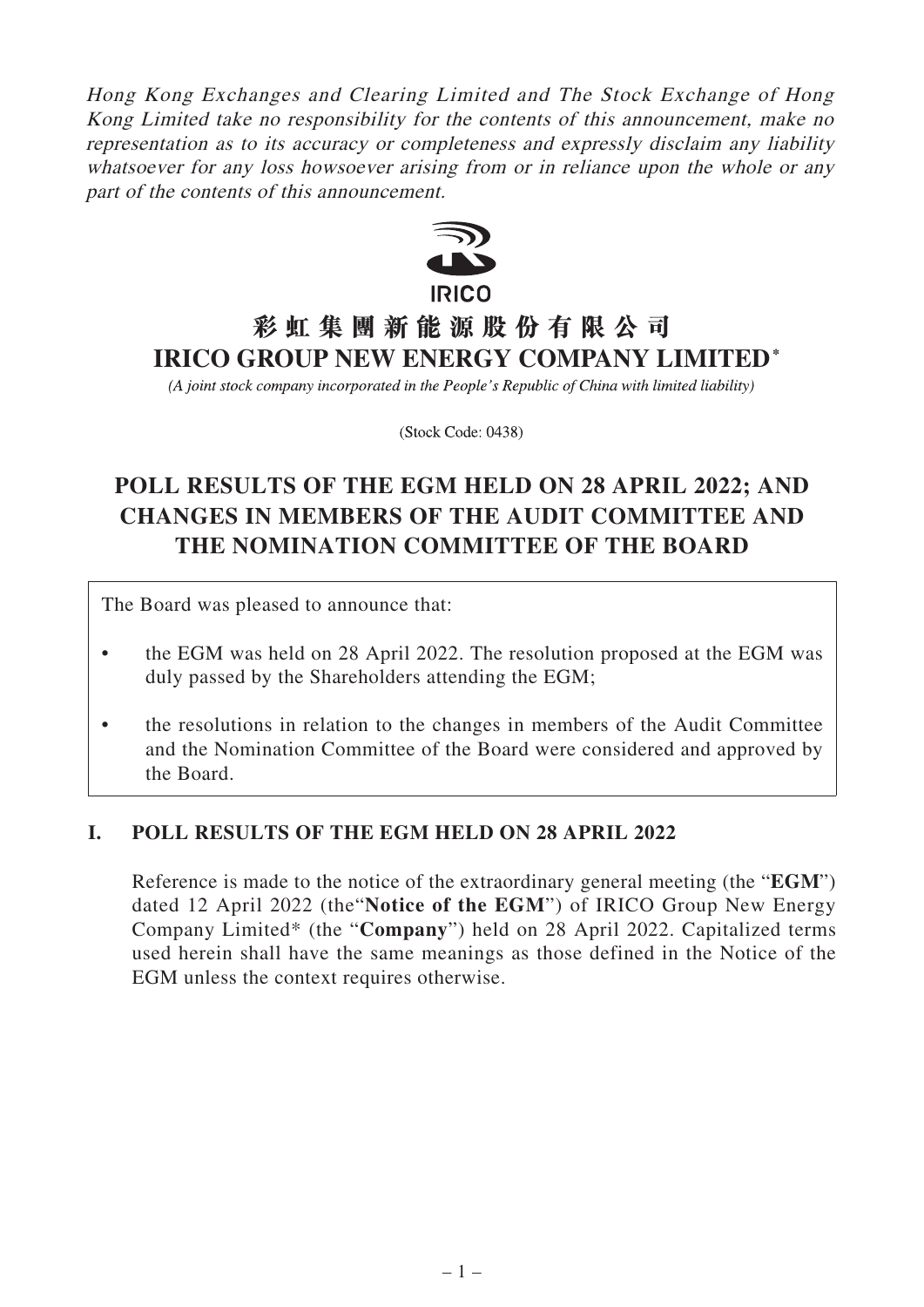*Hong Kong Exchanges and Clearing Limited and The Stock Exchange of Hong Kong Limited take no responsibility for the contents of this announcement, make no representation as to its accuracy or completeness and expressly disclaim any liability whatsoever for any loss howsoever arising from or in reliance upon the whole or any part of the contents of this announcement.*

IRICO

# 彩虹集團新能源股份有限公司
# IRICO GROUP NEW ENERGY COMPANY LIMITED*

*(A joint stock company incorporated in the People's Republic of China with limited liability)*

(Stock Code: 0438)

## POLL RESULTS OF THE EGM HELD ON 28 APRIL 2022; AND CHANGES IN MEMBERS OF THE AUDIT COMMITTEE AND THE NOMINATION COMMITTEE OF THE BOARD

The Board was pleased to announce that:

- the EGM was held on 28 April 2022. The resolution proposed at the EGM was duly passed by the Shareholders attending the EGM;
- the resolutions in relation to the changes in members of the Audit Committee and the Nomination Committee of the Board were considered and approved by the Board.

### I. POLL RESULTS OF THE EGM HELD ON 28 APRIL 2022

Reference is made to the notice of the extraordinary general meeting (the "**EGM**") dated 12 April 2022 (the"**Notice of the EGM**") of IRICO Group New Energy Company Limited* (the "**Company**") held on 28 April 2022. Capitalized terms used herein shall have the same meanings as those defined in the Notice of the EGM unless the context requires otherwise.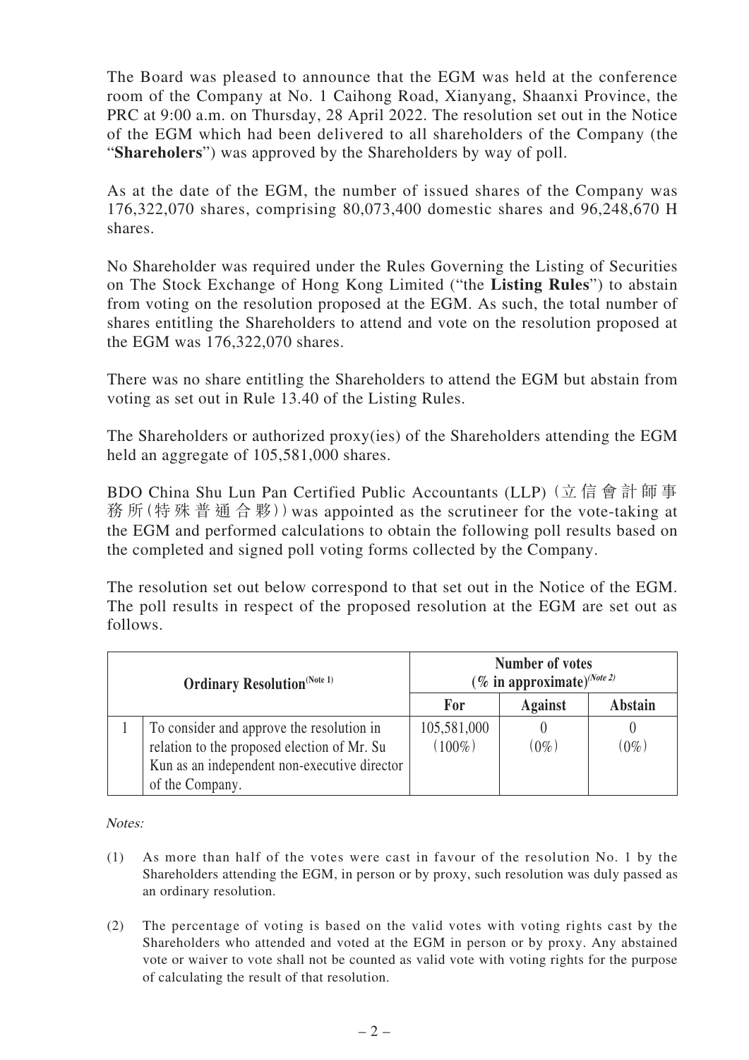The Board was pleased to announce that the EGM was held at the conference room of the Company at No. 1 Caihong Road, Xianyang, Shaanxi Province, the PRC at 9:00 a.m. on Thursday, 28 April 2022. The resolution set out in the Notice of the EGM which had been delivered to all shareholders of the Company (the "**Shareholers**") was approved by the Shareholders by way of poll.

As at the date of the EGM, the number of issued shares of the Company was 176,322,070 shares, comprising 80,073,400 domestic shares and 96,248,670 H shares.

No Shareholder was required under the Rules Governing the Listing of Securities on The Stock Exchange of Hong Kong Limited ("the **Listing Rules**") to abstain from voting on the resolution proposed at the EGM. As such, the total number of shares entitling the Shareholders to attend and vote on the resolution proposed at the EGM was 176,322,070 shares.

There was no share entitling the Shareholders to attend the EGM but abstain from voting as set out in Rule 13.40 of the Listing Rules.

The Shareholders or authorized proxy(ies) of the Shareholders attending the EGM held an aggregate of 105,581,000 shares.

BDO China Shu Lun Pan Certified Public Accountants (LLP) (立信會計師事務所(特殊普通合夥)) was appointed as the scrutineer for the vote-taking at the EGM and performed calculations to obtain the following poll results based on the completed and signed poll voting forms collected by the Company.

The resolution set out below correspond to that set out in the Notice of the EGM. The poll results in respect of the proposed resolution at the EGM are set out as follows.

| Ordinary Resolution (Note 1) | | Number of votes (% in approximate) (Note 2) | | |
|---|---|---|---|---|
| | | For | Against | Abstain |
| 1 | To consider and approve the resolution in relation to the proposed election of Mr. Su Kun as an independent non-executive director of the Company. | 105,581,000 (100%) | 0 (0%) | 0 (0%) |

*Notes:*

(1) As more than half of the votes were cast in favour of the resolution No. 1 by the Shareholders attending the EGM, in person or by proxy, such resolution was duly passed as an ordinary resolution.

(2) The percentage of voting is based on the valid votes with voting rights cast by the Shareholders who attended and voted at the EGM in person or by proxy. Any abstained vote or waiver to vote shall not be counted as valid vote with voting rights for the purpose of calculating the result of that resolution.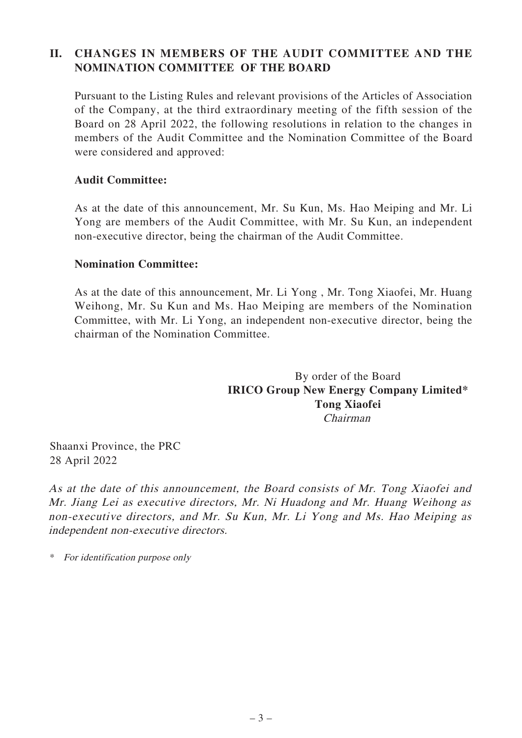## II. CHANGES IN MEMBERS OF THE AUDIT COMMITTEE AND THE NOMINATION COMMITTEE OF THE BOARD

Pursuant to the Listing Rules and relevant provisions of the Articles of Association of the Company, at the third extraordinary meeting of the fifth session of the Board on 28 April 2022, the following resolutions in relation to the changes in members of the Audit Committee and the Nomination Committee of the Board were considered and approved:

**Audit Committee:**

As at the date of this announcement, Mr. Su Kun, Ms. Hao Meiping and Mr. Li Yong are members of the Audit Committee, with Mr. Su Kun, an independent non-executive director, being the chairman of the Audit Committee.

**Nomination Committee:**

As at the date of this announcement, Mr. Li Yong , Mr. Tong Xiaofei, Mr. Huang Weihong, Mr. Su Kun and Ms. Hao Meiping are members of the Nomination Committee, with Mr. Li Yong, an independent non-executive director, being the chairman of the Nomination Committee.

By order of the Board
**IRICO Group New Energy Company Limited***
**Tong Xiaofei**
*Chairman*

Shaanxi Province, the PRC
28 April 2022

*As at the date of this announcement, the Board consists of Mr. Tong Xiaofei and Mr. Jiang Lei as executive directors, Mr. Ni Huadong and Mr. Huang Weihong as non-executive directors, and Mr. Su Kun, Mr. Li Yong and Ms. Hao Meiping as independent non-executive directors.*

\* *For identification purpose only*